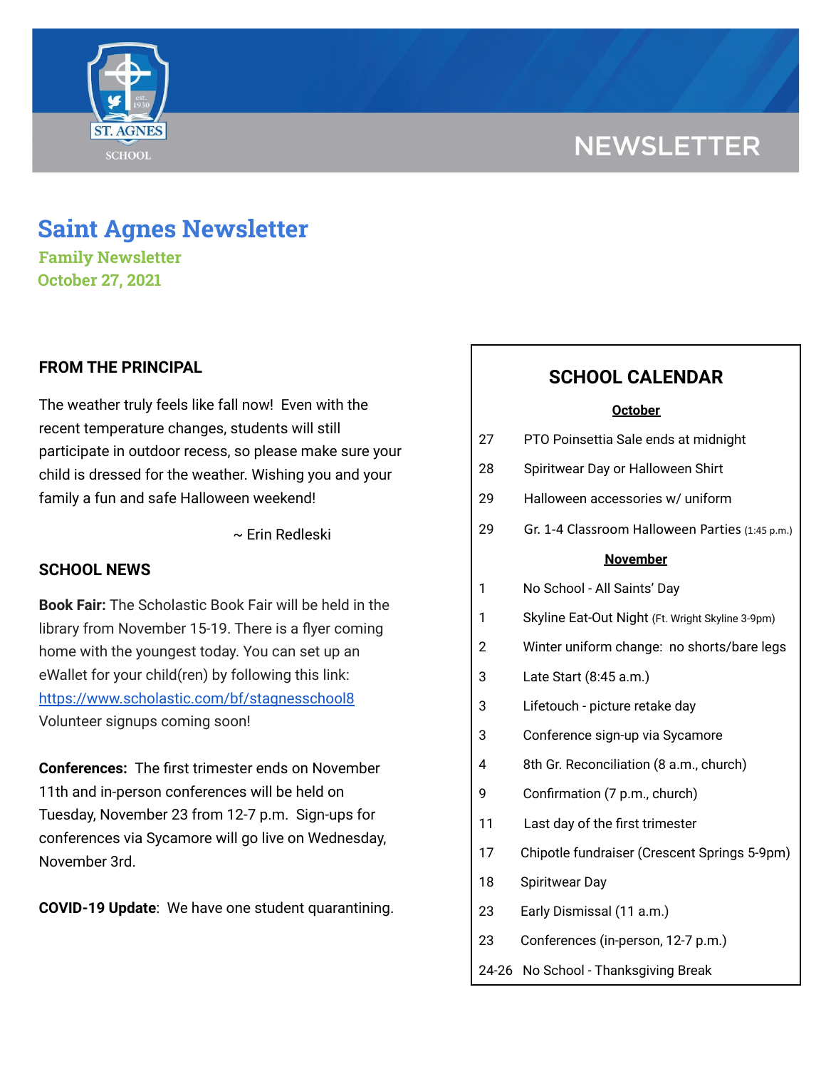# Saint Agnes Newsletter

**Family Newsletter**
**October 27, 2021**

## FROM THE PRINCIPAL

The weather truly feels like fall now! Even with the recent temperature changes, students will still participate in outdoor recess, so please make sure your child is dressed for the weather. Wishing you and your family a fun and safe Halloween weekend!

~ Erin Redleski

## SCHOOL NEWS

**Book Fair:** The Scholastic Book Fair will be held in the library from November 15-19. There is a flyer coming home with the youngest today. You can set up an eWallet for your child(ren) by following this link: [https://www.scholastic.com/bf/stagnesschool8](https://www.scholastic.com/bf/stagnesschool8) Volunteer signups coming soon!

**Conferences:** The first trimester ends on November 11th and in-person conferences will be held on Tuesday, November 23 from 12-7 p.m. Sign-ups for conferences via Sycamore will go live on Wednesday, November 3rd.

**COVID-19 Update**: We have one student quarantining.

## SCHOOL CALENDAR

**October**

| | |
|---|---|
| 27 | PTO Poinsettia Sale ends at midnight |
| 28 | Spiritwear Day or Halloween Shirt |
| 29 | Halloween accessories w/ uniform |
| 29 | Gr. 1-4 Classroom Halloween Parties (1:45 p.m.) |

**November**

| | |
|---|---|
| 1 | No School - All Saints' Day |
| 1 | Skyline Eat-Out Night (Ft. Wright Skyline 3-9pm) |
| 2 | Winter uniform change: no shorts/bare legs |
| 3 | Late Start (8:45 a.m.) |
| 3 | Lifetouch - picture retake day |
| 3 | Conference sign-up via Sycamore |
| 4 | 8th Gr. Reconciliation (8 a.m., church) |
| 9 | Confirmation (7 p.m., church) |
| 11 | Last day of the first trimester |
| 17 | Chipotle fundraiser (Crescent Springs 5-9pm) |
| 18 | Spiritwear Day |
| 23 | Early Dismissal (11 a.m.) |
| 23 | Conferences (in-person, 12-7 p.m.) |
| 24-26 | No School - Thanksgiving Break |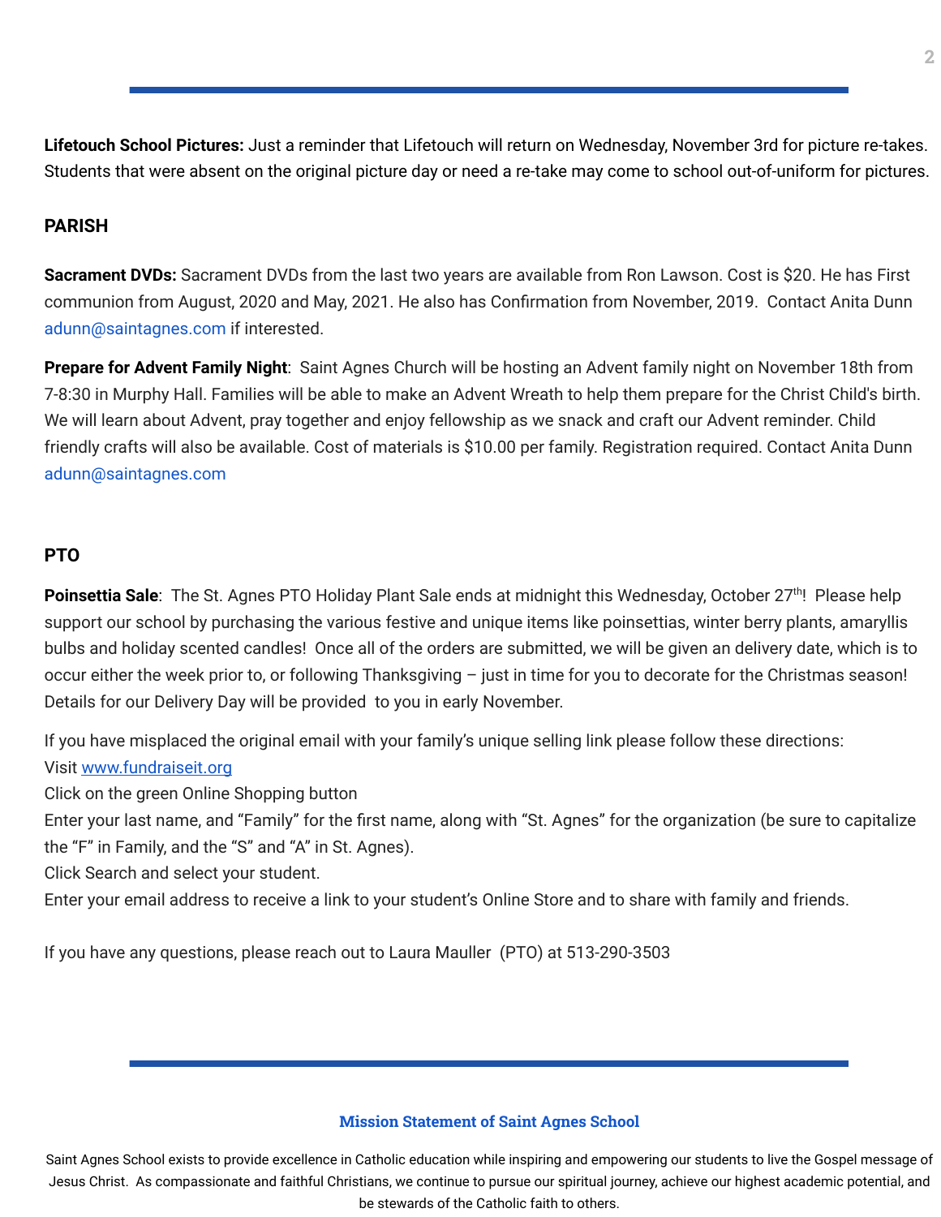**Lifetouch School Pictures:** Just a reminder that Lifetouch will return on Wednesday, November 3rd for picture re-takes. Students that were absent on the original picture day or need a re-take may come to school out-of-uniform for pictures.

## PARISH

**Sacrament DVDs:** Sacrament DVDs from the last two years are available from Ron Lawson. Cost is $20. He has First communion from August, 2020 and May, 2021. He also has Confirmation from November, 2019. Contact Anita Dunn adunn@saintagnes.com if interested.

**Prepare for Advent Family Night**: Saint Agnes Church will be hosting an Advent family night on November 18th from 7-8:30 in Murphy Hall. Families will be able to make an Advent Wreath to help them prepare for the Christ Child's birth. We will learn about Advent, pray together and enjoy fellowship as we snack and craft our Advent reminder. Child friendly crafts will also be available. Cost of materials is $10.00 per family. Registration required. Contact Anita Dunn adunn@saintagnes.com

## PTO

**Poinsettia Sale**: The St. Agnes PTO Holiday Plant Sale ends at midnight this Wednesday, October 27th! Please help support our school by purchasing the various festive and unique items like poinsettias, winter berry plants, amaryllis bulbs and holiday scented candles! Once all of the orders are submitted, we will be given an delivery date, which is to occur either the week prior to, or following Thanksgiving – just in time for you to decorate for the Christmas season! Details for our Delivery Day will be provided to you in early November.

If you have misplaced the original email with your family's unique selling link please follow these directions:
Visit www.fundraiseit.org
Click on the green Online Shopping button
Enter your last name, and "Family" for the first name, along with "St. Agnes" for the organization (be sure to capitalize the "F" in Family, and the "S" and "A" in St. Agnes).
Click Search and select your student.
Enter your email address to receive a link to your student's Online Store and to share with family and friends.

If you have any questions, please reach out to Laura Mauller (PTO) at 513-290-3503

**Mission Statement of Saint Agnes School**

Saint Agnes School exists to provide excellence in Catholic education while inspiring and empowering our students to live the Gospel message of Jesus Christ. As compassionate and faithful Christians, we continue to pursue our spiritual journey, achieve our highest academic potential, and be stewards of the Catholic faith to others.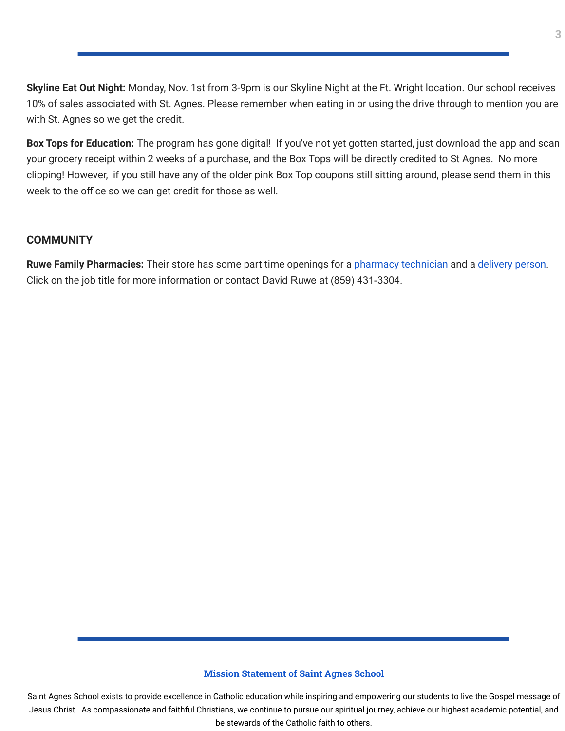**Skyline Eat Out Night:** Monday, Nov. 1st from 3-9pm is our Skyline Night at the Ft. Wright location. Our school receives 10% of sales associated with St. Agnes. Please remember when eating in or using the drive through to mention you are with St. Agnes so we get the credit.

**Box Tops for Education:** The program has gone digital! If you've not yet gotten started, just download the app and scan your grocery receipt within 2 weeks of a purchase, and the Box Tops will be directly credited to St Agnes. No more clipping! However, if you still have any of the older pink Box Top coupons still sitting around, please send them in this week to the office so we can get credit for those as well.

## COMMUNITY

**Ruwe Family Pharmacies:** Their store has some part time openings for a pharmacy technician and a delivery person. Click on the job title for more information or contact David Ruwe at (859) 431-3304.

### Mission Statement of Saint Agnes School

Saint Agnes School exists to provide excellence in Catholic education while inspiring and empowering our students to live the Gospel message of Jesus Christ. As compassionate and faithful Christians, we continue to pursue our spiritual journey, achieve our highest academic potential, and be stewards of the Catholic faith to others.